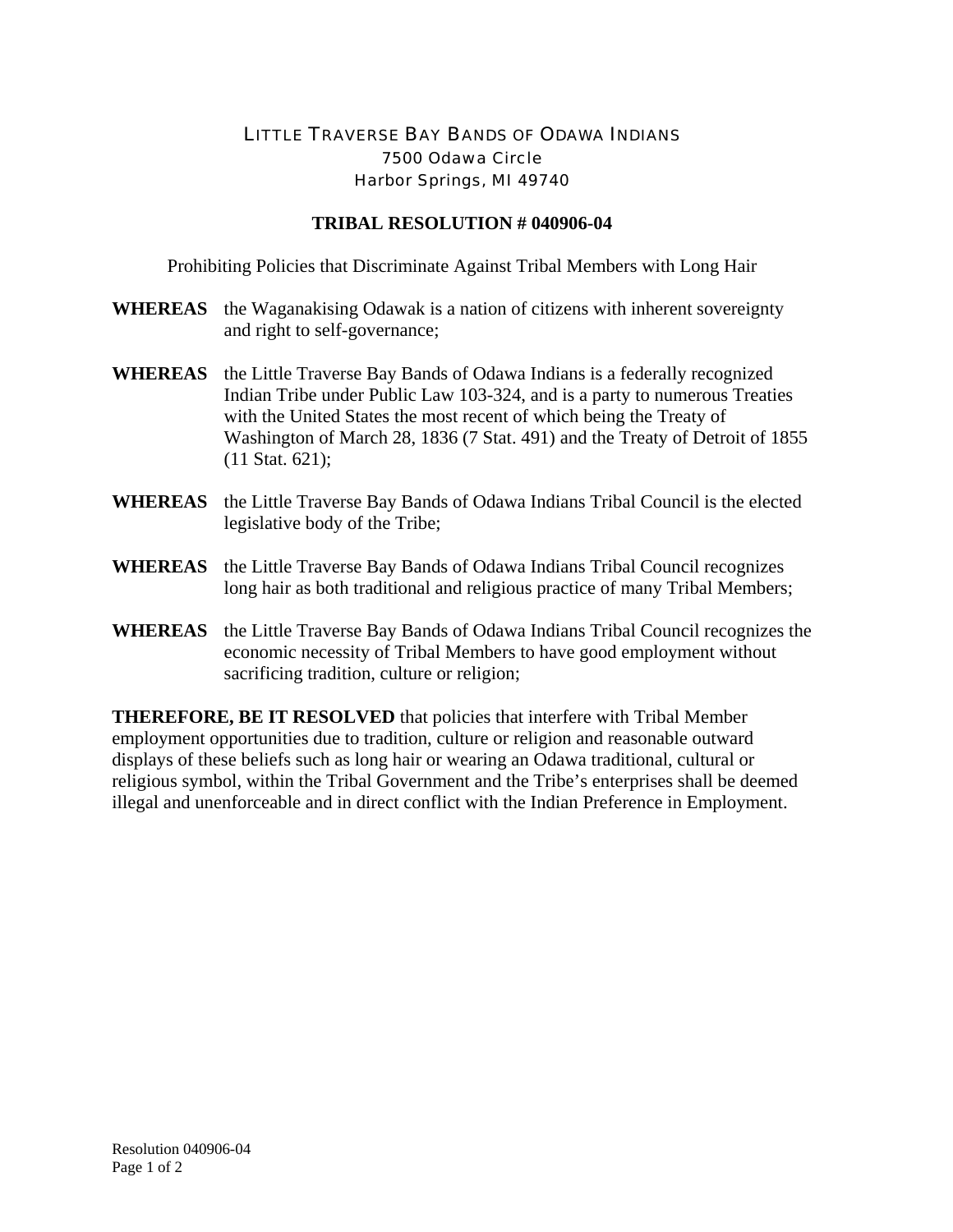LITTLE TRAVERSE BAY BANDS OF ODAWA INDIANS
7500 Odawa Circle
Harbor Springs, MI 49740

**TRIBAL RESOLUTION # 040906-04**

Prohibiting Policies that Discriminate Against Tribal Members with Long Hair

**WHEREAS** the Waganakising Odawak is a nation of citizens with inherent sovereignty and right to self-governance;

**WHEREAS** the Little Traverse Bay Bands of Odawa Indians is a federally recognized Indian Tribe under Public Law 103-324, and is a party to numerous Treaties with the United States the most recent of which being the Treaty of Washington of March 28, 1836 (7 Stat. 491) and the Treaty of Detroit of 1855 (11 Stat. 621);

**WHEREAS** the Little Traverse Bay Bands of Odawa Indians Tribal Council is the elected legislative body of the Tribe;

**WHEREAS** the Little Traverse Bay Bands of Odawa Indians Tribal Council recognizes long hair as both traditional and religious practice of many Tribal Members;

**WHEREAS** the Little Traverse Bay Bands of Odawa Indians Tribal Council recognizes the economic necessity of Tribal Members to have good employment without sacrificing tradition, culture or religion;

**THEREFORE, BE IT RESOLVED** that policies that interfere with Tribal Member employment opportunities due to tradition, culture or religion and reasonable outward displays of these beliefs such as long hair or wearing an Odawa traditional, cultural or religious symbol, within the Tribal Government and the Tribe's enterprises shall be deemed illegal and unenforceable and in direct conflict with the Indian Preference in Employment.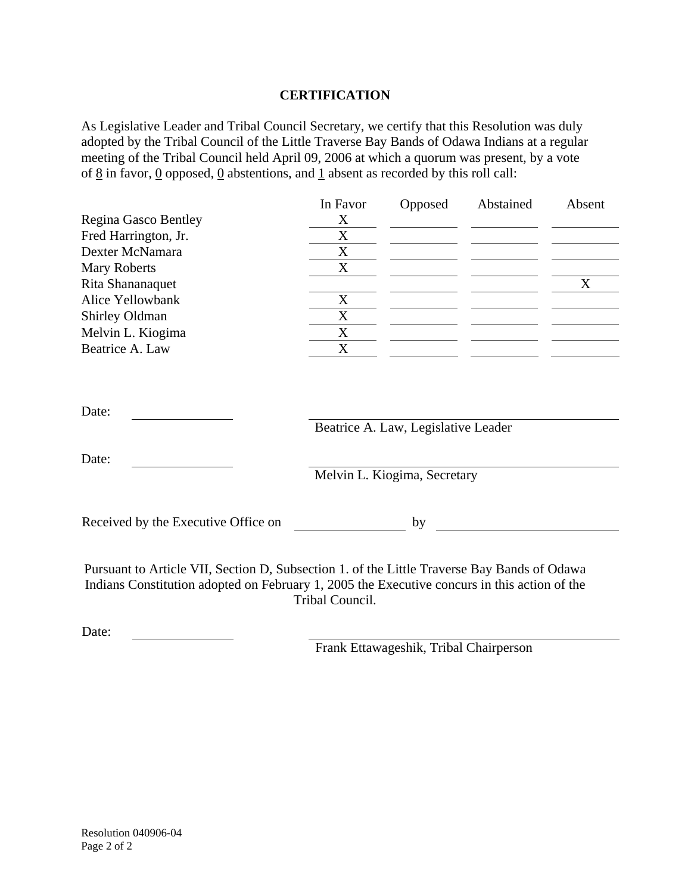## CERTIFICATION

As Legislative Leader and Tribal Council Secretary, we certify that this Resolution was duly adopted by the Tribal Council of the Little Traverse Bay Bands of Odawa Indians at a regular meeting of the Tribal Council held April 09, 2006 at which a quorum was present, by a vote of 8 in favor, 0 opposed, 0 abstentions, and 1 absent as recorded by this roll call:

| | In Favor | Opposed | Abstained | Absent |
|---|---|---|---|---|
| Regina Gasco Bentley | X | | | |
| Fred Harrington, Jr. | X | | | |
| Dexter McNamara | X | | | |
| Mary Roberts | X | | | |
| Rita Shananaquet | | | | X |
| Alice Yellowbank | X | | | |
| Shirley Oldman | X | | | |
| Melvin L. Kiogima | X | | | |
| Beatrice A. Law | X | | | |

Date: ______________ ________________________________
Beatrice A. Law, Legislative Leader

Date: ______________ ________________________________
Melvin L. Kiogima, Secretary

Received by the Executive Office on ______________ by ______________________

Pursuant to Article VII, Section D, Subsection 1. of the Little Traverse Bay Bands of Odawa Indians Constitution adopted on February 1, 2005 the Executive concurs in this action of the Tribal Council.

Date: ______________ ________________________________
Frank Ettawageshik, Tribal Chairperson

Resolution 040906-04